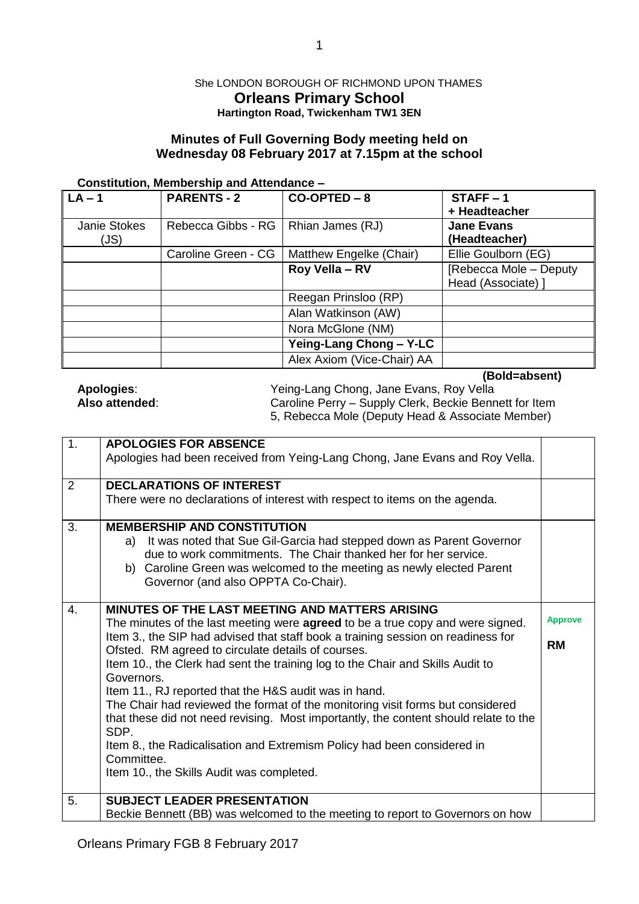She LONDON BOROUGH OF RICHMOND UPON THAMES

# Orleans Primary School

**Hartington Road, Twickenham TW1 3EN**

## Minutes of Full Governing Body meeting held on Wednesday 08 February 2017 at 7.15pm at the school

**Constitution, Membership and Attendance –**

| **LA – 1** | **PARENTS - 2** | **CO-OPTED – 8** | **STAFF – 1 + Headteacher** |
|---|---|---|---|
| Janie Stokes (JS) | Rebecca Gibbs - RG | Rhian James (RJ) | **Jane Evans (Headteacher)** |
| | Caroline Green - CG | Matthew Engelke (Chair) | Ellie Goulborn (EG) |
| | | **Roy Vella – RV** | [Rebecca Mole – Deputy Head (Associate) ] |
| | | Reegan Prinsloo (RP) | |
| | | Alan Watkinson (AW) | |
| | | Nora McGlone (NM) | |
| | | **Yeing-Lang Chong – Y-LC** | |
| | | Alex Axiom (Vice-Chair) AA | |

**(Bold=absent)**

**Apologies**: Yeing-Lang Chong, Jane Evans, Roy Vella

**Also attended**: Caroline Perry – Supply Clerk, Beckie Bennett for Item 5, Rebecca Mole (Deputy Head & Associate Member)

| | | |
|---|---|---|
| 1. | **APOLOGIES FOR ABSENCE**<br>Apologies had been received from Yeing-Lang Chong, Jane Evans and Roy Vella. | |
| 2 | **DECLARATIONS OF INTEREST**<br>There were no declarations of interest with respect to items on the agenda. | |
| 3. | **MEMBERSHIP AND CONSTITUTION**<br>a) It was noted that Sue Gil-Garcia had stepped down as Parent Governor due to work commitments. The Chair thanked her for her service.<br>b) Caroline Green was welcomed to the meeting as newly elected Parent Governor (and also OPPTA Co-Chair). | |
| 4. | **MINUTES OF THE LAST MEETING AND MATTERS ARISING**<br>The minutes of the last meeting were **agreed** to be a true copy and were signed.<br>Item 3., the SIP had advised that staff book a training session on readiness for Ofsted. RM agreed to circulate details of courses.<br>Item 10., the Clerk had sent the training log to the Chair and Skills Audit to Governors.<br>Item 11., RJ reported that the H&S audit was in hand.<br>The Chair had reviewed the format of the monitoring visit forms but considered that these did not need revising. Most importantly, the content should relate to the SDP.<br>Item 8., the Radicalisation and Extremism Policy had been considered in Committee.<br>Item 10., the Skills Audit was completed. | **Approve**<br><br>**RM** |
| 5. | **SUBJECT LEADER PRESENTATION**<br>Beckie Bennett (BB) was welcomed to the meeting to report to Governors on how | |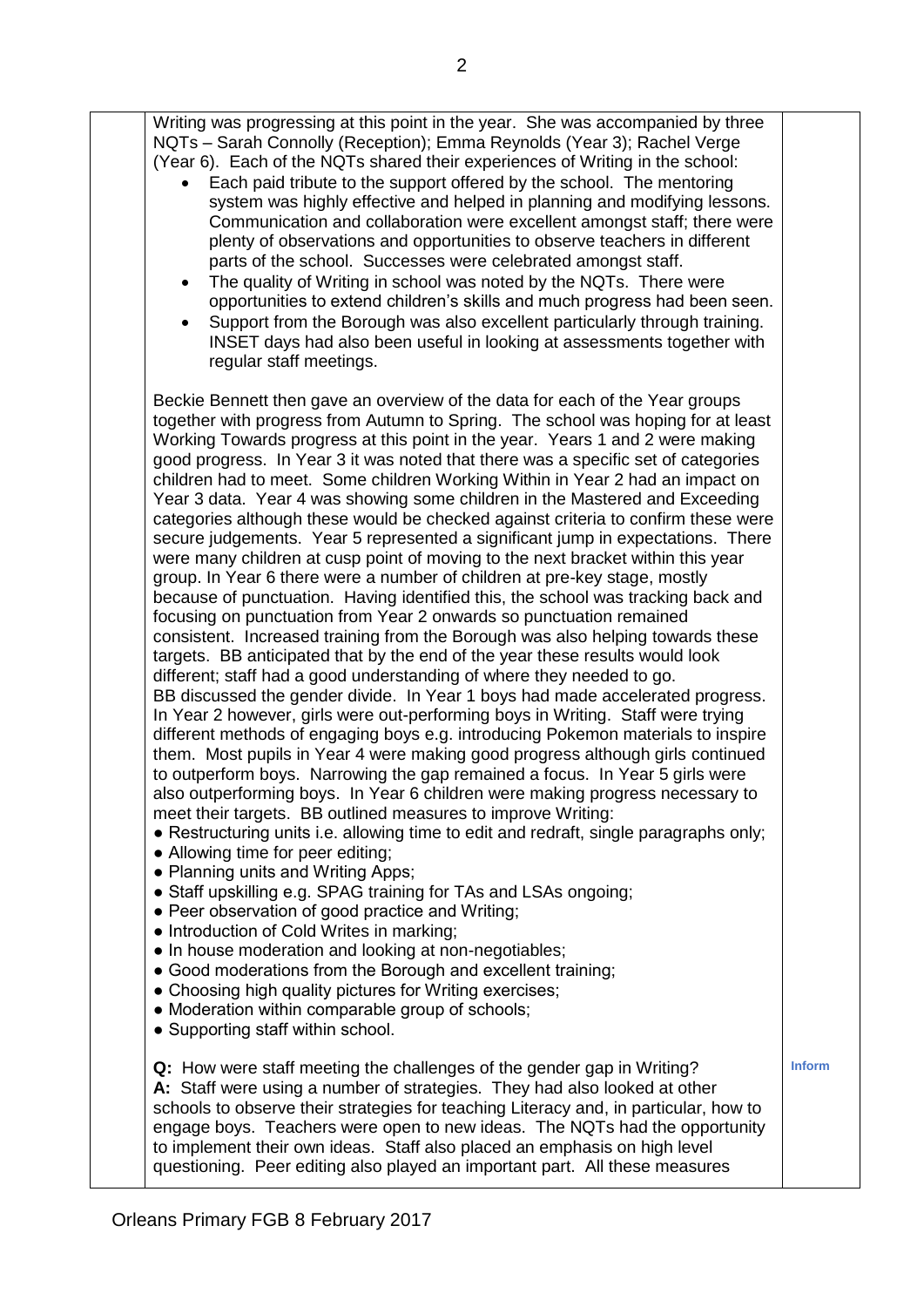Writing was progressing at this point in the year. She was accompanied by three NQTs – Sarah Connolly (Reception); Emma Reynolds (Year 3); Rachel Verge (Year 6). Each of the NQTs shared their experiences of Writing in the school:

- Each paid tribute to the support offered by the school. The mentoring system was highly effective and helped in planning and modifying lessons. Communication and collaboration were excellent amongst staff; there were plenty of observations and opportunities to observe teachers in different parts of the school. Successes were celebrated amongst staff.
- The quality of Writing in school was noted by the NQTs. There were opportunities to extend children's skills and much progress had been seen.
- Support from the Borough was also excellent particularly through training. INSET days had also been useful in looking at assessments together with regular staff meetings.

Beckie Bennett then gave an overview of the data for each of the Year groups together with progress from Autumn to Spring. The school was hoping for at least Working Towards progress at this point in the year. Years 1 and 2 were making good progress. In Year 3 it was noted that there was a specific set of categories children had to meet. Some children Working Within in Year 2 had an impact on Year 3 data. Year 4 was showing some children in the Mastered and Exceeding categories although these would be checked against criteria to confirm these were secure judgements. Year 5 represented a significant jump in expectations. There were many children at cusp point of moving to the next bracket within this year group. In Year 6 there were a number of children at pre-key stage, mostly because of punctuation. Having identified this, the school was tracking back and focusing on punctuation from Year 2 onwards so punctuation remained consistent. Increased training from the Borough was also helping towards these targets. BB anticipated that by the end of the year these results would look different; staff had a good understanding of where they needed to go.
BB discussed the gender divide. In Year 1 boys had made accelerated progress. In Year 2 however, girls were out-performing boys in Writing. Staff were trying different methods of engaging boys e.g. introducing Pokemon materials to inspire them. Most pupils in Year 4 were making good progress although girls continued to outperform boys. Narrowing the gap remained a focus. In Year 5 girls were also outperforming boys. In Year 6 children were making progress necessary to meet their targets. BB outlined measures to improve Writing:

- Restructuring units i.e. allowing time to edit and redraft, single paragraphs only;
- Allowing time for peer editing;
- Planning units and Writing Apps;
- Staff upskilling e.g. SPAG training for TAs and LSAs ongoing;
- Peer observation of good practice and Writing;
- Introduction of Cold Writes in marking;
- In house moderation and looking at non-negotiables;
- Good moderations from the Borough and excellent training;
- Choosing high quality pictures for Writing exercises;
- Moderation within comparable group of schools;
- Supporting staff within school.

**Q:** How were staff meeting the challenges of the gender gap in Writing? *(Inform)*
**A:** Staff were using a number of strategies. They had also looked at other schools to observe their strategies for teaching Literacy and, in particular, how to engage boys. Teachers were open to new ideas. The NQTs had the opportunity to implement their own ideas. Staff also placed an emphasis on high level questioning. Peer editing also played an important part. All these measures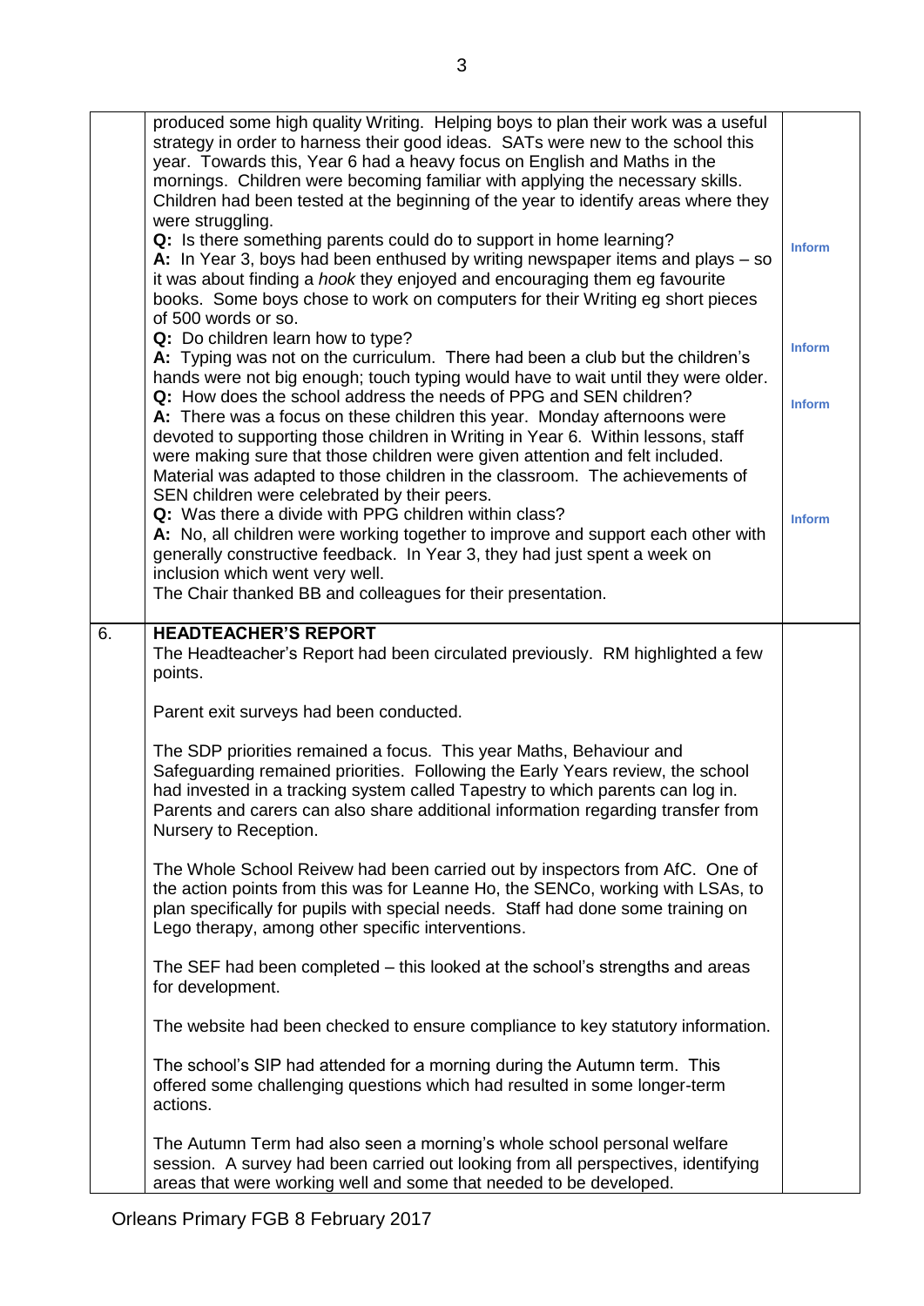| | | |
|---|---|---|
| | produced some high quality Writing. Helping boys to plan their work was a useful strategy in order to harness their good ideas. SATs were new to the school this year. Towards this, Year 6 had a heavy focus on English and Maths in the mornings. Children were becoming familiar with applying the necessary skills. Children had been tested at the beginning of the year to identify areas where they were struggling.<br>**Q:** Is there something parents could do to support in home learning?<br>**A:** In Year 3, boys had been enthused by writing newspaper items and plays – so it was about finding a *hook* they enjoyed and encouraging them eg favourite books. Some boys chose to work on computers for their Writing eg short pieces of 500 words or so.<br>**Q:** Do children learn how to type?<br>**A:** Typing was not on the curriculum. There had been a club but the children's hands were not big enough; touch typing would have to wait until they were older.<br>**Q:** How does the school address the needs of PPG and SEN children?<br>**A:** There was a focus on these children this year. Monday afternoons were devoted to supporting those children in Writing in Year 6. Within lessons, staff were making sure that those children were given attention and felt included. Material was adapted to those children in the classroom. The achievements of SEN children were celebrated by their peers.<br>**Q:** Was there a divide with PPG children within class?<br>**A:** No, all children were working together to improve and support each other with generally constructive feedback. In Year 3, they had just spent a week on inclusion which went very well.<br>The Chair thanked BB and colleagues for their presentation. | Inform<br><br>Inform<br><br>Inform<br><br>Inform |
| 6. | **HEADTEACHER'S REPORT**<br>The Headteacher's Report had been circulated previously. RM highlighted a few points.<br><br>Parent exit surveys had been conducted.<br><br>The SDP priorities remained a focus. This year Maths, Behaviour and Safeguarding remained priorities. Following the Early Years review, the school had invested in a tracking system called Tapestry to which parents can log in. Parents and carers can also share additional information regarding transfer from Nursery to Reception.<br><br>The Whole School Reivew had been carried out by inspectors from AfC. One of the action points from this was for Leanne Ho, the SENCo, working with LSAs, to plan specifically for pupils with special needs. Staff had done some training on Lego therapy, among other specific interventions.<br><br>The SEF had been completed – this looked at the school's strengths and areas for development.<br><br>The website had been checked to ensure compliance to key statutory information.<br><br>The school's SIP had attended for a morning during the Autumn term. This offered some challenging questions which had resulted in some longer-term actions.<br><br>The Autumn Term had also seen a morning's whole school personal welfare session. A survey had been carried out looking from all perspectives, identifying areas that were working well and some that needed to be developed. | |

Orleans Primary FGB 8 February 2017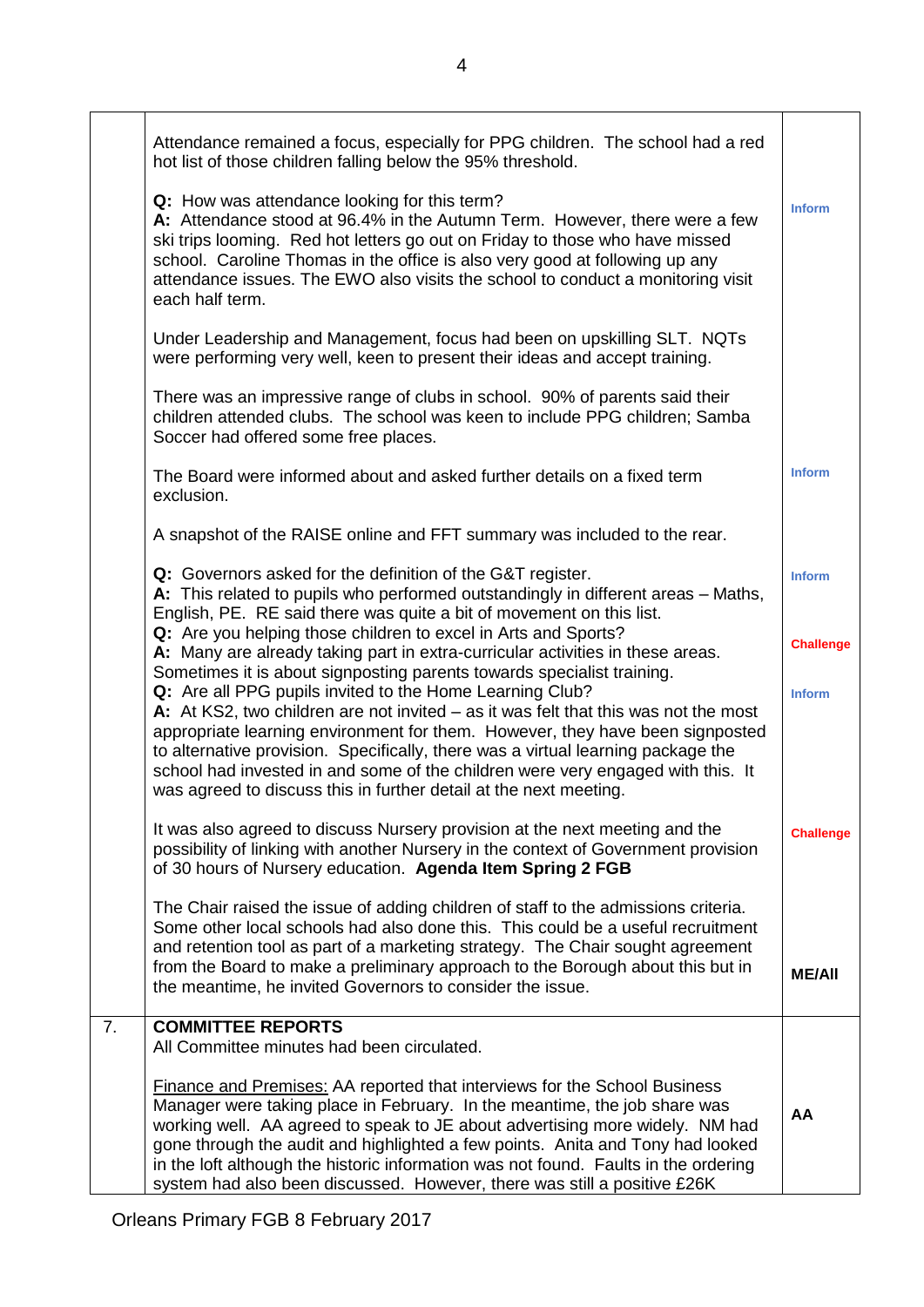| | | |
|---|---|---|
| | Attendance remained a focus, especially for PPG children. The school had a red hot list of those children falling below the 95% threshold.<br><br>**Q:** How was attendance looking for this term?<br>**A:** Attendance stood at 96.4% in the Autumn Term. However, there were a few ski trips looming. Red hot letters go out on Friday to those who have missed school. Caroline Thomas in the office is also very good at following up any attendance issues. The EWO also visits the school to conduct a monitoring visit each half term.<br><br>Under Leadership and Management, focus had been on upskilling SLT. NQTs were performing very well, keen to present their ideas and accept training.<br><br>There was an impressive range of clubs in school. 90% of parents said their children attended clubs. The school was keen to include PPG children; Samba Soccer had offered some free places.<br><br>The Board were informed about and asked further details on a fixed term exclusion.<br><br>A snapshot of the RAISE online and FFT summary was included to the rear.<br><br>**Q:** Governors asked for the definition of the G&T register.<br>**A:** This related to pupils who performed outstandingly in different areas – Maths, English, PE. RE said there was quite a bit of movement on this list.<br>**Q:** Are you helping those children to excel in Arts and Sports?<br>**A:** Many are already taking part in extra-curricular activities in these areas. Sometimes it is about signposting parents towards specialist training.<br>**Q:** Are all PPG pupils invited to the Home Learning Club?<br>**A:** At KS2, two children are not invited – as it was felt that this was not the most appropriate learning environment for them. However, they have been signposted to alternative provision. Specifically, there was a virtual learning package the school had invested in and some of the children were very engaged with this. It was agreed to discuss this in further detail at the next meeting.<br><br>It was also agreed to discuss Nursery provision at the next meeting and the possibility of linking with another Nursery in the context of Government provision of 30 hours of Nursery education. **Agenda Item Spring 2 FGB**<br><br>The Chair raised the issue of adding children of staff to the admissions criteria. Some other local schools had also done this. This could be a useful recruitment and retention tool as part of a marketing strategy. The Chair sought agreement from the Board to make a preliminary approach to the Borough about this but in the meantime, he invited Governors to consider the issue. | Inform<br><br>Inform<br><br>Inform<br><br>Challenge<br><br>Inform<br><br>Challenge<br><br>**ME/All** |
| 7. | **COMMITTEE REPORTS**<br>All Committee minutes had been circulated.<br><br><u>Finance and Premises:</u> AA reported that interviews for the School Business Manager were taking place in February. In the meantime, the job share was working well. AA agreed to speak to JE about advertising more widely. NM had gone through the audit and highlighted a few points. Anita and Tony had looked in the loft although the historic information was not found. Faults in the ordering system had also been discussed. However, there was still a positive £26K | **AA** |

Orleans Primary FGB 8 February 2017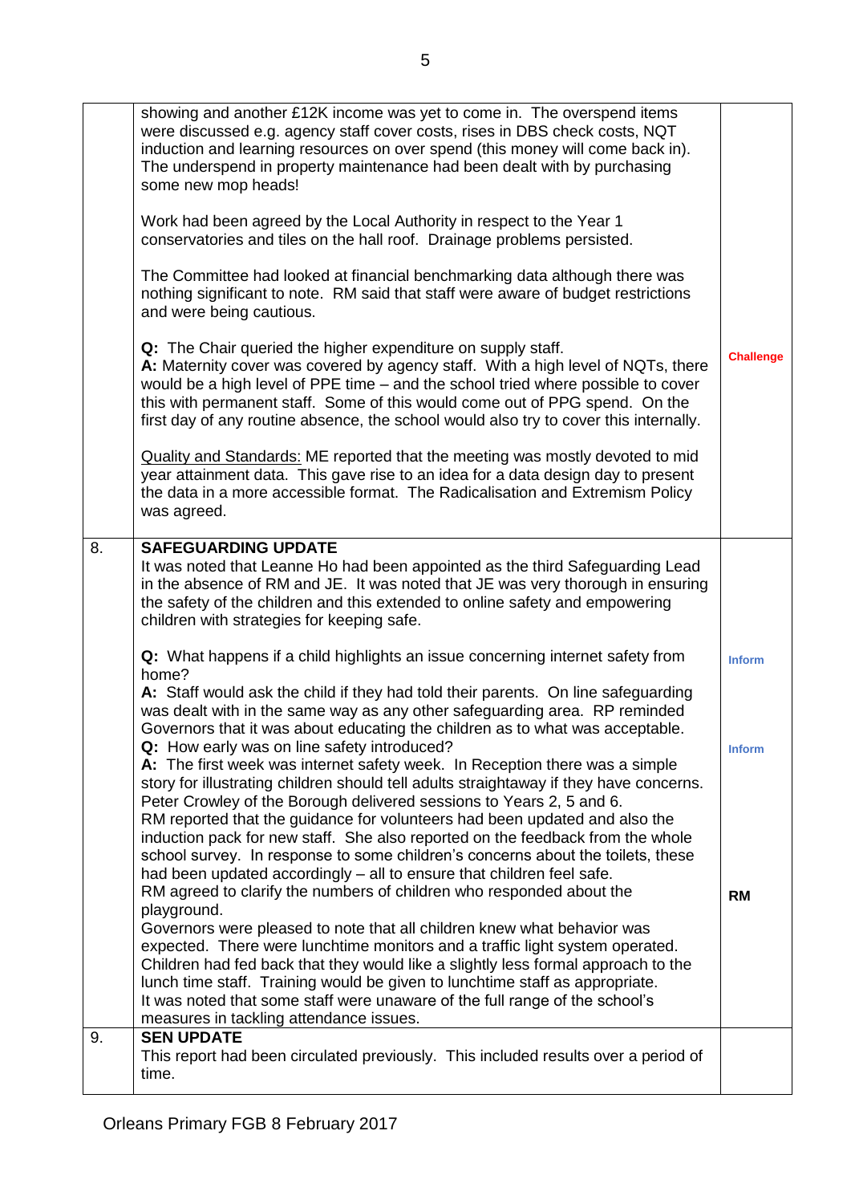| | | |
|---|---|---|
| | showing and another £12K income was yet to come in. The overspend items were discussed e.g. agency staff cover costs, rises in DBS check costs, NQT induction and learning resources on over spend (this money will come back in). The underspend in property maintenance had been dealt with by purchasing some new mop heads!<br><br>Work had been agreed by the Local Authority in respect to the Year 1 conservatories and tiles on the hall roof. Drainage problems persisted.<br><br>The Committee had looked at financial benchmarking data although there was nothing significant to note. RM said that staff were aware of budget restrictions and were being cautious.<br><br>**Q:** The Chair queried the higher expenditure on supply staff.<br>**A:** Maternity cover was covered by agency staff. With a high level of NQTs, there would be a high level of PPE time – and the school tried where possible to cover this with permanent staff. Some of this would come out of PPG spend. On the first day of any routine absence, the school would also try to cover this internally.<br><br><u>Quality and Standards:</u> ME reported that the meeting was mostly devoted to mid year attainment data. This gave rise to an idea for a data design day to present the data in a more accessible format. The Radicalisation and Extremism Policy was agreed. | **Challenge** |
| 8. | **SAFEGUARDING UPDATE**<br>It was noted that Leanne Ho had been appointed as the third Safeguarding Lead in the absence of RM and JE. It was noted that JE was very thorough in ensuring the safety of the children and this extended to online safety and empowering children with strategies for keeping safe.<br><br>**Q:** What happens if a child highlights an issue concerning internet safety from home?<br>**A:** Staff would ask the child if they had told their parents. On line safeguarding was dealt with in the same way as any other safeguarding area. RP reminded Governors that it was about educating the children as to what was acceptable.<br>**Q:** How early was on line safety introduced?<br>**A:** The first week was internet safety week. In Reception there was a simple story for illustrating children should tell adults straightaway if they have concerns. Peter Crowley of the Borough delivered sessions to Years 2, 5 and 6.<br>RM reported that the guidance for volunteers had been updated and also the induction pack for new staff. She also reported on the feedback from the whole school survey. In response to some children's concerns about the toilets, these had been updated accordingly – all to ensure that children feel safe.<br>RM agreed to clarify the numbers of children who responded about the playground.<br>Governors were pleased to note that all children knew what behavior was expected. There were lunchtime monitors and a traffic light system operated. Children had fed back that they would like a slightly less formal approach to the lunch time staff. Training would be given to lunchtime staff as appropriate.<br>It was noted that some staff were unaware of the full range of the school's measures in tackling attendance issues. | Inform<br><br>Inform<br><br>**RM** |
| 9. | **SEN UPDATE**<br>This report had been circulated previously. This included results over a period of time. | |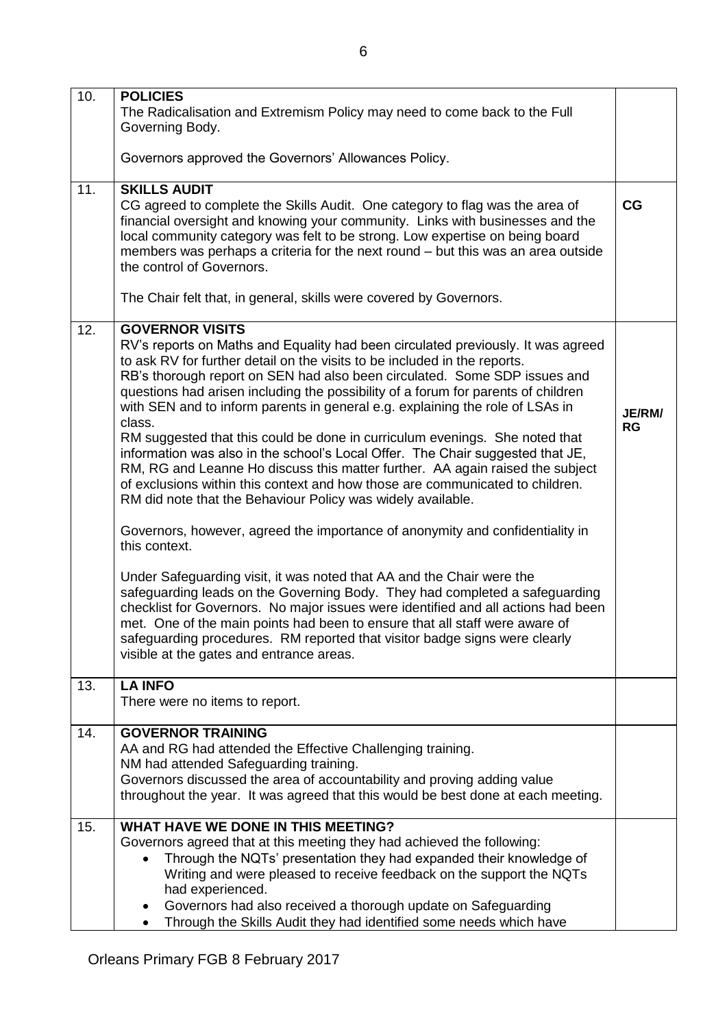| | | |
|---|---|---|
| 10. | **POLICIES**<br>The Radicalisation and Extremism Policy may need to come back to the Full Governing Body.<br><br>Governors approved the Governors' Allowances Policy. | |
| 11. | **SKILLS AUDIT**<br>CG agreed to complete the Skills Audit. One category to flag was the area of financial oversight and knowing your community. Links with businesses and the local community category was felt to be strong. Low expertise on being board members was perhaps a criteria for the next round – but this was an area outside the control of Governors.<br><br>The Chair felt that, in general, skills were covered by Governors. | **CG** |
| 12. | **GOVERNOR VISITS**<br>RV's reports on Maths and Equality had been circulated previously. It was agreed to ask RV for further detail on the visits to be included in the reports.<br>RB's thorough report on SEN had also been circulated. Some SDP issues and questions had arisen including the possibility of a forum for parents of children with SEN and to inform parents in general e.g. explaining the role of LSAs in class.<br>RM suggested that this could be done in curriculum evenings. She noted that information was also in the school's Local Offer. The Chair suggested that JE, RM, RG and Leanne Ho discuss this matter further. AA again raised the subject of exclusions within this context and how those are communicated to children. RM did note that the Behaviour Policy was widely available.<br><br>Governors, however, agreed the importance of anonymity and confidentiality in this context.<br><br>Under Safeguarding visit, it was noted that AA and the Chair were the safeguarding leads on the Governing Body. They had completed a safeguarding checklist for Governors. No major issues were identified and all actions had been met. One of the main points had been to ensure that all staff were aware of safeguarding procedures. RM reported that visitor badge signs were clearly visible at the gates and entrance areas. | **JE/RM/ RG** |
| 13. | **LA INFO**<br>There were no items to report. | |
| 14. | **GOVERNOR TRAINING**<br>AA and RG had attended the Effective Challenging training.<br>NM had attended Safeguarding training.<br>Governors discussed the area of accountability and proving adding value throughout the year. It was agreed that this would be best done at each meeting. | |
| 15. | **WHAT HAVE WE DONE IN THIS MEETING?**<br>Governors agreed that at this meeting they had achieved the following:<br>• Through the NQTs' presentation they had expanded their knowledge of Writing and were pleased to receive feedback on the support the NQTs had experienced.<br>• Governors had also received a thorough update on Safeguarding<br>• Through the Skills Audit they had identified some needs which have | |

Orleans Primary FGB 8 February 2017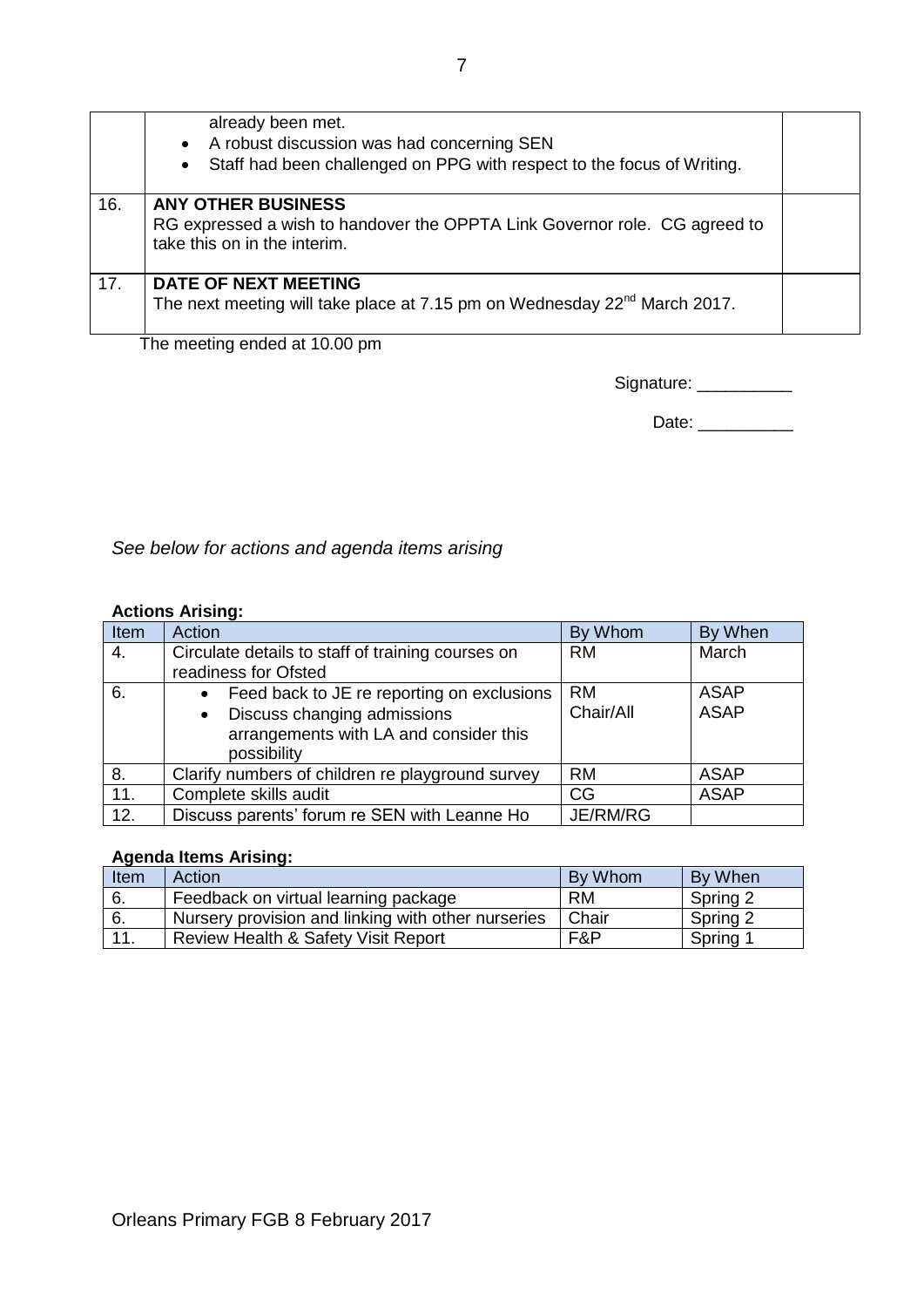| | | |
|---|---|---|
| | already been met.<br>• A robust discussion was had concerning SEN<br>• Staff had been challenged on PPG with respect to the focus of Writing. | |
| 16. | **ANY OTHER BUSINESS**<br>RG expressed a wish to handover the OPPTA Link Governor role. CG agreed to take this on in the interim. | |
| 17. | **DATE OF NEXT MEETING**<br>The next meeting will take place at 7.15 pm on Wednesday 22nd March 2017. | |

The meeting ended at 10.00 pm

Signature: __________

Date: __________

*See below for actions and agenda items arising*

**Actions Arising:**

| Item | Action | By Whom | By When |
|---|---|---|---|
| 4. | Circulate details to staff of training courses on readiness for Ofsted | RM | March |
| 6. | • Feed back to JE re reporting on exclusions<br>• Discuss changing admissions arrangements with LA and consider this possibility | RM<br>Chair/All | ASAP<br>ASAP |
| 8. | Clarify numbers of children re playground survey | RM | ASAP |
| 11. | Complete skills audit | CG | ASAP |
| 12. | Discuss parents' forum re SEN with Leanne Ho | JE/RM/RG | |

**Agenda Items Arising:**

| Item | Action | By Whom | By When |
|---|---|---|---|
| 6. | Feedback on virtual learning package | RM | Spring 2 |
| 6. | Nursery provision and linking with other nurseries | Chair | Spring 2 |
| 11. | Review Health & Safety Visit Report | F&P | Spring 1 |